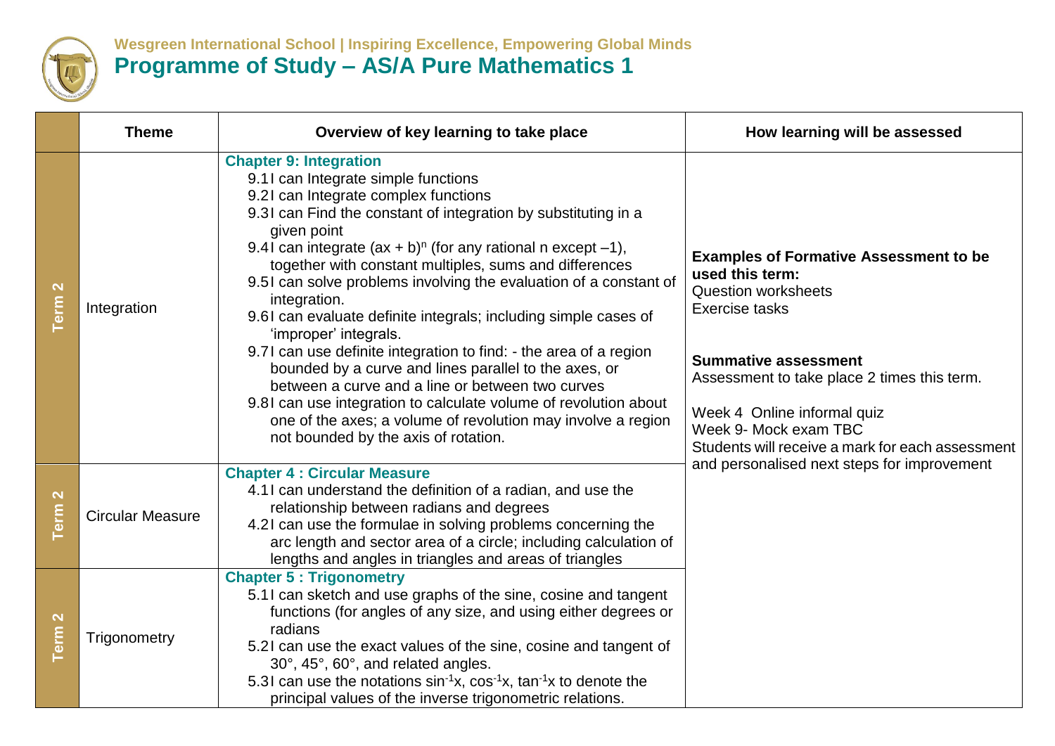**Wesgreen International School | Inspiring Excellence, Empowering Global Minds**

# Programme of Study – AS/A Pure Mathematics 1

| | Theme | Overview of key learning to take place | How learning will be assessed |
|---|---|---|---|
| Term 2 | Integration | **Chapter 9: Integration**<br>9.1 I can Integrate simple functions<br>9.2 I can Integrate complex functions<br>9.3 I can Find the constant of integration by substituting in a given point<br>9.4 I can integrate $(ax + b)^n$ (for any rational n except $-1$), together with constant multiples, sums and differences<br>9.5 I can solve problems involving the evaluation of a constant of integration.<br>9.6 I can evaluate definite integrals; including simple cases of 'improper' integrals.<br>9.7 I can use definite integration to find: - the area of a region bounded by a curve and lines parallel to the axes, or between a curve and a line or between two curves<br>9.8 I can use integration to calculate volume of revolution about one of the axes; a volume of revolution may involve a region not bounded by the axis of rotation. | **Examples of Formative Assessment to be used this term:**<br>Question worksheets<br>Exercise tasks<br><br>**Summative assessment**<br>Assessment to take place 2 times this term.<br><br>Week 4 Online informal quiz<br>Week 9- Mock exam TBC<br>Students will receive a mark for each assessment and personalised next steps for improvement |
| Term 2 | Circular Measure | **Chapter 4 : Circular Measure**<br>4.1 I can understand the definition of a radian, and use the relationship between radians and degrees<br>4.2 I can use the formulae in solving problems concerning the arc length and sector area of a circle; including calculation of lengths and angles in triangles and areas of triangles | |
| Term 2 | Trigonometry | **Chapter 5 : Trigonometry**<br>5.1 I can sketch and use graphs of the sine, cosine and tangent functions (for angles of any size, and using either degrees or radians<br>5.2 I can use the exact values of the sine, cosine and tangent of 30°, 45°, 60°, and related angles.<br>5.3 I can use the notations $\sin^{-1}x$, $\cos^{-1}x$, $\tan^{-1}x$ to denote the principal values of the inverse trigonometric relations. | |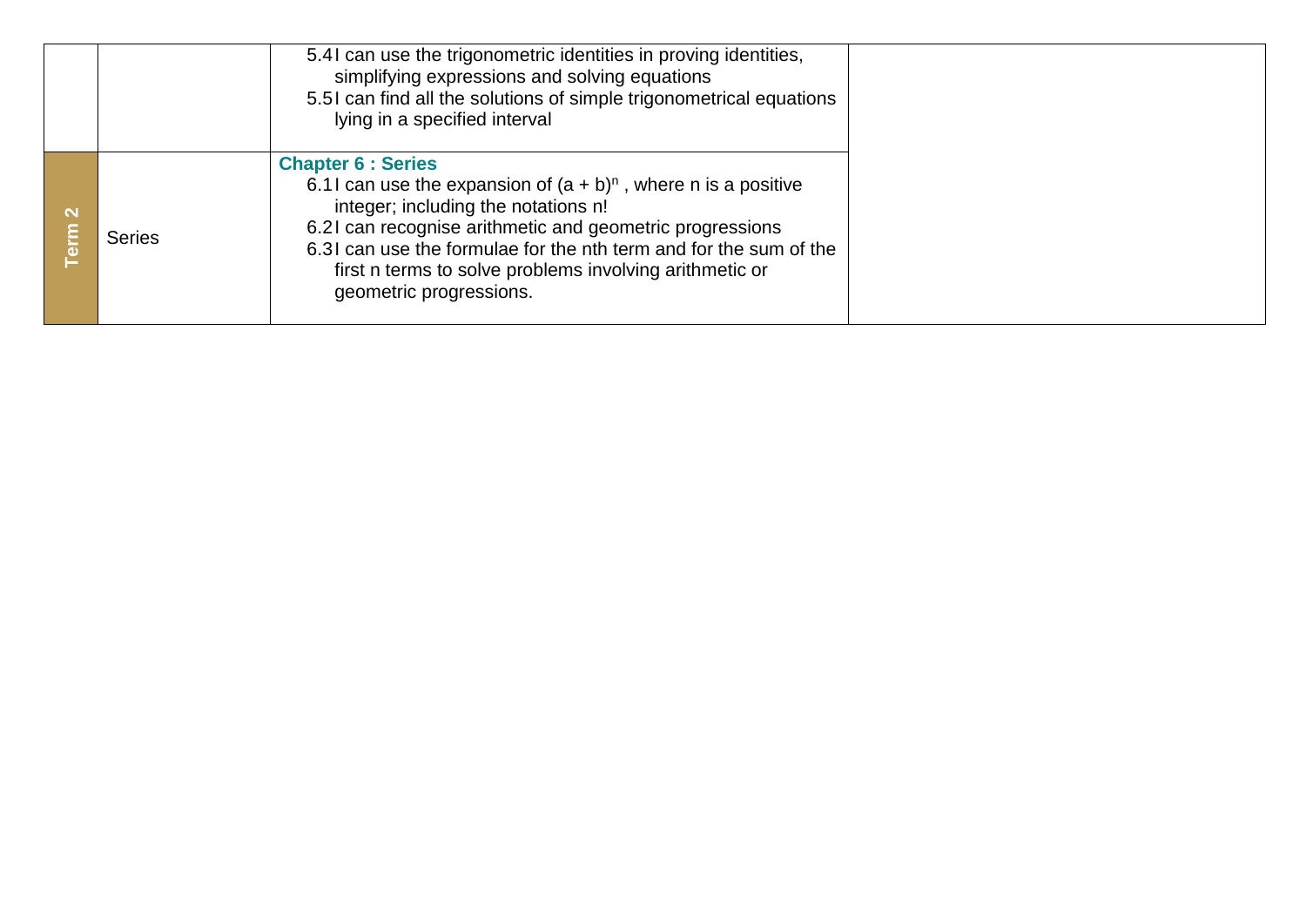| | | | |
|---|---|---|---|
| | | 5.4 I can use the trigonometric identities in proving identities, simplifying expressions and solving equations<br>5.5 I can find all the solutions of simple trigonometrical equations lying in a specified interval | |
| Term 2 | Series | **Chapter 6 : Series**<br>6.1 I can use the expansion of $(a + b)^n$ , where n is a positive integer; including the notations n!<br>6.2 I can recognise arithmetic and geometric progressions<br>6.3 I can use the formulae for the nth term and for the sum of the first n terms to solve problems involving arithmetic or geometric progressions. | |